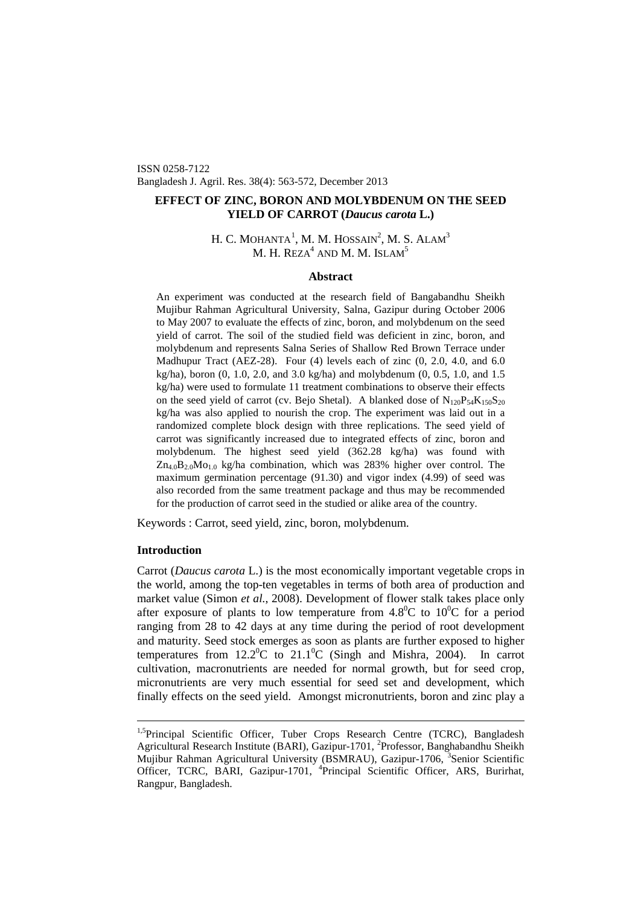ISSN 0258-7122
Bangladesh J. Agril. Res. 38(4): 563-572, December 2013

# EFFECT OF ZINC, BORON AND MOLYBDENUM ON THE SEED YIELD OF CARROT (*Daucus carota* L.)

H. C. MOHANTA[1], M. M. HOSSAIN[2], M. S. ALAM[3]
M. H. REZA[4] AND M. M. ISLAM[5]

## Abstract

An experiment was conducted at the research field of Bangabandhu Sheikh Mujibur Rahman Agricultural University, Salna, Gazipur during October 2006 to May 2007 to evaluate the effects of zinc, boron, and molybdenum on the seed yield of carrot. The soil of the studied field was deficient in zinc, boron, and molybdenum and represents Salna Series of Shallow Red Brown Terrace under Madhupur Tract (AEZ-28). Four (4) levels each of zinc (0, 2.0, 4.0, and 6.0 kg/ha), boron (0, 1.0, 2.0, and 3.0 kg/ha) and molybdenum (0, 0.5, 1.0, and 1.5 kg/ha) were used to formulate 11 treatment combinations to observe their effects on the seed yield of carrot (cv. Bejo Shetal). A blanked dose of $N_{120}P_{54}K_{150}S_{20}$ kg/ha was also applied to nourish the crop. The experiment was laid out in a randomized complete block design with three replications. The seed yield of carrot was significantly increased due to integrated effects of zinc, boron and molybdenum. The highest seed yield (362.28 kg/ha) was found with $Zn_{4.0}B_{2.0}Mo_{1.0}$ kg/ha combination, which was 283% higher over control. The maximum germination percentage (91.30) and vigor index (4.99) of seed was also recorded from the same treatment package and thus may be recommended for the production of carrot seed in the studied or alike area of the country.

Keywords : Carrot, seed yield, zinc, boron, molybdenum.

## Introduction

Carrot (*Daucus carota* L.) is the most economically important vegetable crops in the world, among the top-ten vegetables in terms of both area of production and market value (Simon *et al.*, 2008). Development of flower stalk takes place only after exposure of plants to low temperature from $4.8^0$C to $10^0$C for a period ranging from 28 to 42 days at any time during the period of root development and maturity. Seed stock emerges as soon as plants are further exposed to higher temperatures from $12.2^0$C to $21.1^0$C (Singh and Mishra, 2004). In carrot cultivation, macronutrients are needed for normal growth, but for seed crop, micronutrients are very much essential for seed set and development, which finally effects on the seed yield. Amongst micronutrients, boron and zinc play a

---

[1,5]Principal Scientific Officer, Tuber Crops Research Centre (TCRC), Bangladesh Agricultural Research Institute (BARI), Gazipur-1701, [2]Professor, Banghabandhu Sheikh Mujibur Rahman Agricultural University (BSMRAU), Gazipur-1706, [3]Senior Scientific Officer, TCRC, BARI, Gazipur-1701, [4]Principal Scientific Officer, ARS, Burirhat, Rangpur, Bangladesh.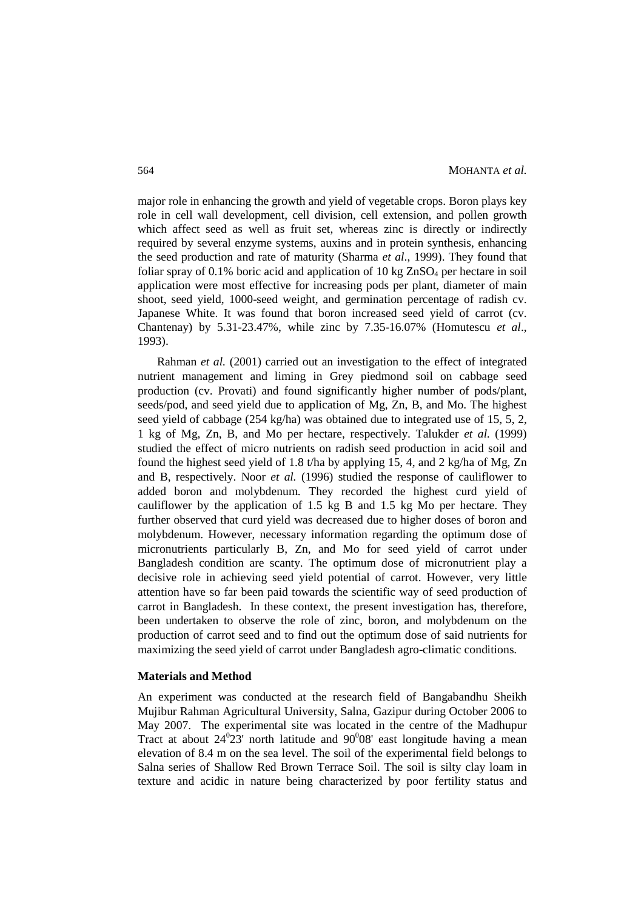major role in enhancing the growth and yield of vegetable crops. Boron plays key role in cell wall development, cell division, cell extension, and pollen growth which affect seed as well as fruit set, whereas zinc is directly or indirectly required by several enzyme systems, auxins and in protein synthesis, enhancing the seed production and rate of maturity (Sharma *et al*., 1999). They found that foliar spray of 0.1% boric acid and application of 10 kg $ZnSO_4$ per hectare in soil application were most effective for increasing pods per plant, diameter of main shoot, seed yield, 1000-seed weight, and germination percentage of radish cv. Japanese White. It was found that boron increased seed yield of carrot (cv. Chantenay) by 5.31-23.47%, while zinc by 7.35-16.07% (Homutescu *et al*., 1993).

Rahman *et al.* (2001) carried out an investigation to the effect of integrated nutrient management and liming in Grey piedmond soil on cabbage seed production (cv. Provati) and found significantly higher number of pods/plant, seeds/pod, and seed yield due to application of Mg, Zn, B, and Mo. The highest seed yield of cabbage (254 kg/ha) was obtained due to integrated use of 15, 5, 2, 1 kg of Mg, Zn, B, and Mo per hectare, respectively. Talukder *et al.* (1999) studied the effect of micro nutrients on radish seed production in acid soil and found the highest seed yield of 1.8 t/ha by applying 15, 4, and 2 kg/ha of Mg, Zn and B, respectively. Noor *et al.* (1996) studied the response of cauliflower to added boron and molybdenum. They recorded the highest curd yield of cauliflower by the application of 1.5 kg B and 1.5 kg Mo per hectare. They further observed that curd yield was decreased due to higher doses of boron and molybdenum. However, necessary information regarding the optimum dose of micronutrients particularly B, Zn, and Mo for seed yield of carrot under Bangladesh condition are scanty. The optimum dose of micronutrient play a decisive role in achieving seed yield potential of carrot. However, very little attention have so far been paid towards the scientific way of seed production of carrot in Bangladesh. In these context, the present investigation has, therefore, been undertaken to observe the role of zinc, boron, and molybdenum on the production of carrot seed and to find out the optimum dose of said nutrients for maximizing the seed yield of carrot under Bangladesh agro-climatic conditions.

**Materials and Method**

An experiment was conducted at the research field of Bangabandhu Sheikh Mujibur Rahman Agricultural University, Salna, Gazipur during October 2006 to May 2007. The experimental site was located in the centre of the Madhupur Tract at about $24^0 23'$ north latitude and $90^0 08'$ east longitude having a mean elevation of 8.4 m on the sea level. The soil of the experimental field belongs to Salna series of Shallow Red Brown Terrace Soil. The soil is silty clay loam in texture and acidic in nature being characterized by poor fertility status and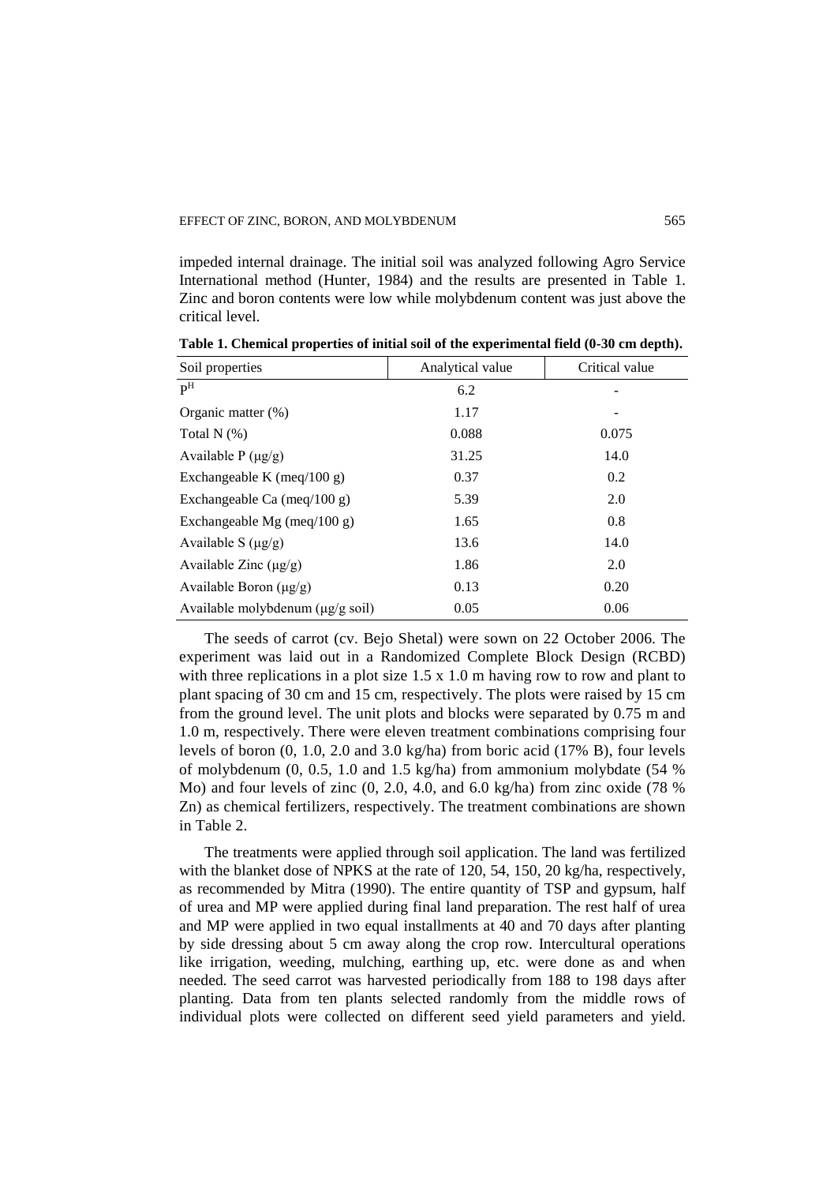impeded internal drainage. The initial soil was analyzed following Agro Service International method (Hunter, 1984) and the results are presented in Table 1. Zinc and boron contents were low while molybdenum content was just above the critical level.

**Table 1. Chemical properties of initial soil of the experimental field (0-30 cm depth).**

| Soil properties | Analytical value | Critical value |
|---|---|---|
| $P^H$ | 6.2 | - |
| Organic matter (%) | 1.17 | - |
| Total N (%) | 0.088 | 0.075 |
| Available P (μg/g) | 31.25 | 14.0 |
| Exchangeable K (meq/100 g) | 0.37 | 0.2 |
| Exchangeable Ca (meq/100 g) | 5.39 | 2.0 |
| Exchangeable Mg (meq/100 g) | 1.65 | 0.8 |
| Available S (μg/g) | 13.6 | 14.0 |
| Available Zinc (μg/g) | 1.86 | 2.0 |
| Available Boron (μg/g) | 0.13 | 0.20 |
| Available molybdenum (μg/g soil) | 0.05 | 0.06 |

The seeds of carrot (cv. Bejo Shetal) were sown on 22 October 2006. The experiment was laid out in a Randomized Complete Block Design (RCBD) with three replications in a plot size 1.5 x 1.0 m having row to row and plant to plant spacing of 30 cm and 15 cm, respectively. The plots were raised by 15 cm from the ground level. The unit plots and blocks were separated by 0.75 m and 1.0 m, respectively. There were eleven treatment combinations comprising four levels of boron (0, 1.0, 2.0 and 3.0 kg/ha) from boric acid (17% B), four levels of molybdenum (0, 0.5, 1.0 and 1.5 kg/ha) from ammonium molybdate (54 % Mo) and four levels of zinc (0, 2.0, 4.0, and 6.0 kg/ha) from zinc oxide (78 % Zn) as chemical fertilizers, respectively. The treatment combinations are shown in Table 2.

The treatments were applied through soil application. The land was fertilized with the blanket dose of NPKS at the rate of 120, 54, 150, 20 kg/ha, respectively, as recommended by Mitra (1990). The entire quantity of TSP and gypsum, half of urea and MP were applied during final land preparation. The rest half of urea and MP were applied in two equal installments at 40 and 70 days after planting by side dressing about 5 cm away along the crop row. Intercultural operations like irrigation, weeding, mulching, earthing up, etc. were done as and when needed. The seed carrot was harvested periodically from 188 to 198 days after planting. Data from ten plants selected randomly from the middle rows of individual plots were collected on different seed yield parameters and yield.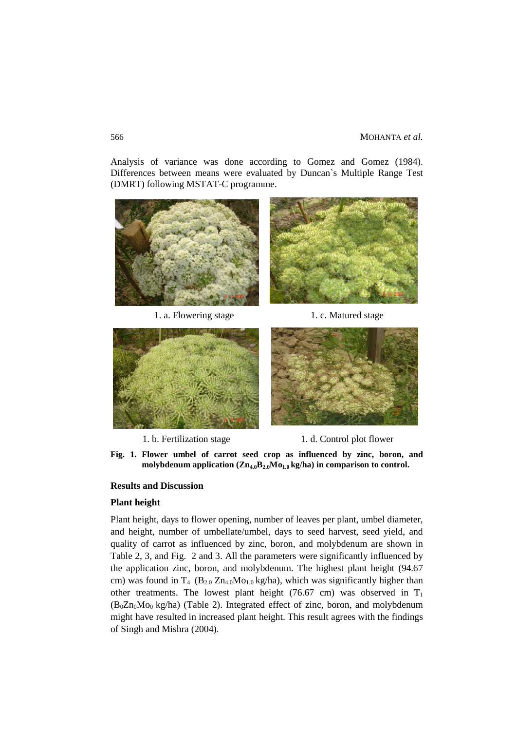Analysis of variance was done according to Gomez and Gomez (1984). Differences between means were evaluated by Duncan`s Multiple Range Test (DMRT) following MSTAT-C programme.

1. a. Flowering stage

1. c. Matured stage

1. b. Fertilization stage

1. d. Control plot flower

**Fig. 1. Flower umbel of carrot seed crop as influenced by zinc, boron, and molybdenum application ($Zn_{4.0}B_{2.0}Mo_{1.0}$ kg/ha) in comparison to control.**

## Results and Discussion

### Plant height

Plant height, days to flower opening, number of leaves per plant, umbel diameter, and height, number of umbellate/umbel, days to seed harvest, seed yield, and quality of carrot as influenced by zinc, boron, and molybdenum are shown in Table 2, 3, and Fig. 2 and 3. All the parameters were significantly influenced by the application zinc, boron, and molybdenum. The highest plant height (94.67 cm) was found in $T_4$ ($B_{2.0}$ $Zn_{4.0}Mo_{1.0}$ kg/ha), which was significantly higher than other treatments. The lowest plant height (76.67 cm) was observed in $T_1$ ($B_0Zn_0Mo_0$ kg/ha) (Table 2). Integrated effect of zinc, boron, and molybdenum might have resulted in increased plant height. This result agrees with the findings of Singh and Mishra (2004).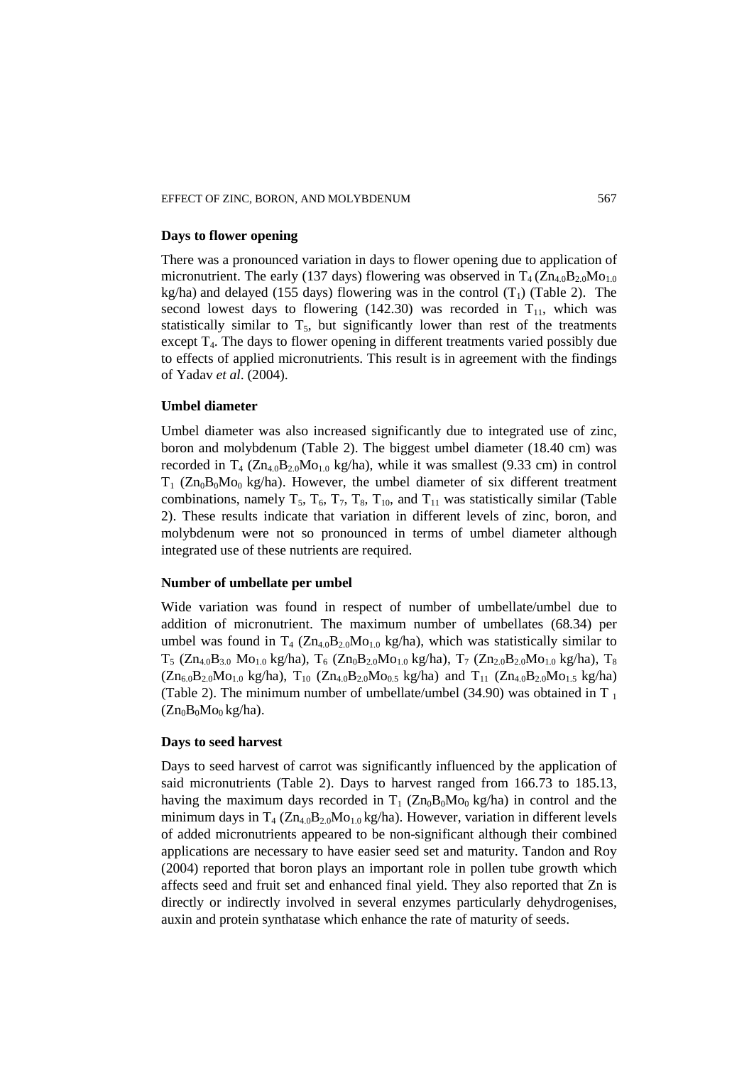### Days to flower opening

There was a pronounced variation in days to flower opening due to application of micronutrient. The early (137 days) flowering was observed in $T_4$ ($Zn_{4.0}B_{2.0}Mo_{1.0}$ kg/ha) and delayed (155 days) flowering was in the control ($T_1$) (Table 2). The second lowest days to flowering (142.30) was recorded in $T_{11}$, which was statistically similar to $T_5$, but significantly lower than rest of the treatments except $T_4$. The days to flower opening in different treatments varied possibly due to effects of applied micronutrients. This result is in agreement with the findings of Yadav *et al*. (2004).

### Umbel diameter

Umbel diameter was also increased significantly due to integrated use of zinc, boron and molybdenum (Table 2). The biggest umbel diameter (18.40 cm) was recorded in $T_4$ ($Zn_{4.0}B_{2.0}Mo_{1.0}$ kg/ha), while it was smallest (9.33 cm) in control $T_1$ ($Zn_0B_0Mo_0$ kg/ha). However, the umbel diameter of six different treatment combinations, namely $T_5$, $T_6$, $T_7$, $T_8$, $T_{10}$, and $T_{11}$ was statistically similar (Table 2). These results indicate that variation in different levels of zinc, boron, and molybdenum were not so pronounced in terms of umbel diameter although integrated use of these nutrients are required.

### Number of umbellate per umbel

Wide variation was found in respect of number of umbellate/umbel due to addition of micronutrient. The maximum number of umbellates (68.34) per umbel was found in $T_4$ ($Zn_{4.0}B_{2.0}Mo_{1.0}$ kg/ha), which was statistically similar to $T_5$ ($Zn_{4.0}B_{3.0}$ $Mo_{1.0}$ kg/ha), $T_6$ ($Zn_0B_{2.0}Mo_{1.0}$ kg/ha), $T_7$ ($Zn_{2.0}B_{2.0}Mo_{1.0}$ kg/ha), $T_8$ ($Zn_{6.0}B_{2.0}Mo_{1.0}$ kg/ha), $T_{10}$ ($Zn_{4.0}B_{2.0}Mo_{0.5}$ kg/ha) and $T_{11}$ ($Zn_{4.0}B_{2.0}Mo_{1.5}$ kg/ha) (Table 2). The minimum number of umbellate/umbel (34.90) was obtained in $T_1$ ($Zn_0B_0Mo_0$ kg/ha).

### Days to seed harvest

Days to seed harvest of carrot was significantly influenced by the application of said micronutrients (Table 2). Days to harvest ranged from 166.73 to 185.13, having the maximum days recorded in $T_1$ ($Zn_0B_0Mo_0$ kg/ha) in control and the minimum days in $T_4$ ($Zn_{4.0}B_{2.0}Mo_{1.0}$ kg/ha). However, variation in different levels of added micronutrients appeared to be non-significant although their combined applications are necessary to have easier seed set and maturity. Tandon and Roy (2004) reported that boron plays an important role in pollen tube growth which affects seed and fruit set and enhanced final yield. They also reported that Zn is directly or indirectly involved in several enzymes particularly dehydrogenises, auxin and protein synthatase which enhance the rate of maturity of seeds.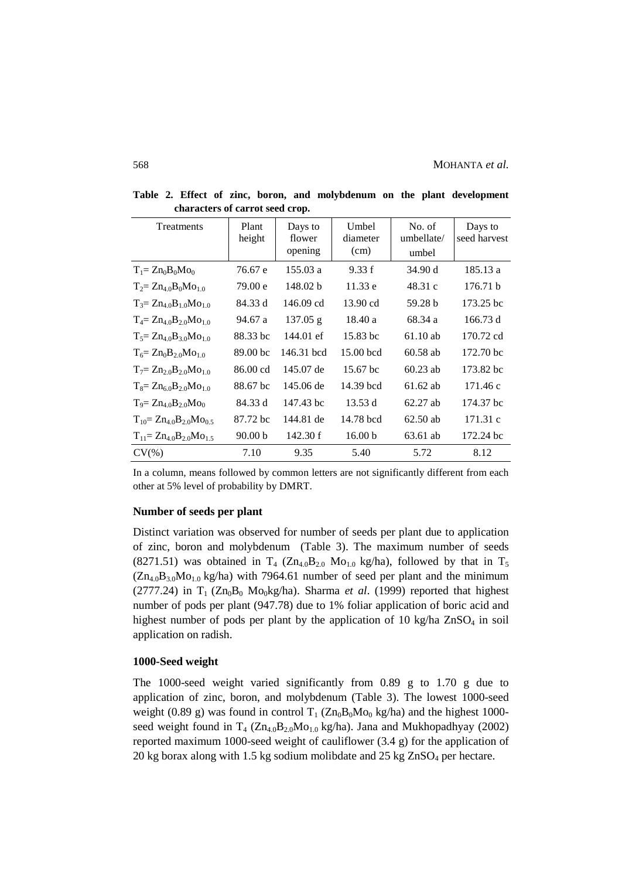**Table 2. Effect of zinc, boron, and molybdenum on the plant development characters of carrot seed crop.**

| Treatments | Plant height | Days to flower opening | Umbel diameter (cm) | No. of umbellate/ umbel | Days to seed harvest |
|---|---|---|---|---|---|
| $T_1= Zn_0B_0Mo_0$ | 76.67 e | 155.03 a | 9.33 f | 34.90 d | 185.13 a |
| $T_2= Zn_{4.0}B_0Mo_{1.0}$ | 79.00 e | 148.02 b | 11.33 e | 48.31 c | 176.71 b |
| $T_3= Zn_{4.0}B_{1.0}Mo_{1.0}$ | 84.33 d | 146.09 cd | 13.90 cd | 59.28 b | 173.25 bc |
| $T_4= Zn_{4.0}B_{2.0}Mo_{1.0}$ | 94.67 a | 137.05 g | 18.40 a | 68.34 a | 166.73 d |
| $T_5= Zn_{4.0}B_{3.0}Mo_{1.0}$ | 88.33 bc | 144.01 ef | 15.83 bc | 61.10 ab | 170.72 cd |
| $T_6= Zn_0B_{2.0}Mo_{1.0}$ | 89.00 bc | 146.31 bcd | 15.00 bcd | 60.58 ab | 172.70 bc |
| $T_7= Zn_{2.0}B_{2.0}Mo_{1.0}$ | 86.00 cd | 145.07 de | 15.67 bc | 60.23 ab | 173.82 bc |
| $T_8= Zn_{6.0}B_{2.0}Mo_{1.0}$ | 88.67 bc | 145.06 de | 14.39 bcd | 61.62 ab | 171.46 c |
| $T_9= Zn_{4.0}B_{2.0}Mo_0$ | 84.33 d | 147.43 bc | 13.53 d | 62.27 ab | 174.37 bc |
| $T_{10}= Zn_{4.0}B_{2.0}Mo_{0.5}$ | 87.72 bc | 144.81 de | 14.78 bcd | 62.50 ab | 171.31 c |
| $T_{11}= Zn_{4.0}B_{2.0}Mo_{1.5}$ | 90.00 b | 142.30 f | 16.00 b | 63.61 ab | 172.24 bc |
| CV(%) | 7.10 | 9.35 | 5.40 | 5.72 | 8.12 |

In a column, means followed by common letters are not significantly different from each other at 5% level of probability by DMRT.

### Number of seeds per plant

Distinct variation was observed for number of seeds per plant due to application of zinc, boron and molybdenum (Table 3). The maximum number of seeds (8271.51) was obtained in $T_4$ ($Zn_{4.0}B_{2.0}$ $Mo_{1.0}$ kg/ha), followed by that in $T_5$ ($Zn_{4.0}B_{3.0}Mo_{1.0}$ kg/ha) with 7964.61 number of seed per plant and the minimum (2777.24) in $T_1$ ($Zn_0B_0$ $Mo_0$kg/ha). Sharma *et al*. (1999) reported that highest number of pods per plant (947.78) due to 1% foliar application of boric acid and highest number of pods per plant by the application of 10 kg/ha $ZnSO_4$ in soil application on radish.

### 1000-Seed weight

The 1000-seed weight varied significantly from 0.89 g to 1.70 g due to application of zinc, boron, and molybdenum (Table 3). The lowest 1000-seed weight (0.89 g) was found in control $T_1$ ($Zn_0B_0Mo_0$ kg/ha) and the highest 1000-seed weight found in $T_4$ ($Zn_{4.0}B_{2.0}Mo_{1.0}$ kg/ha). Jana and Mukhopadhyay (2002) reported maximum 1000-seed weight of cauliflower (3.4 g) for the application of 20 kg borax along with 1.5 kg sodium molibdate and 25 kg $ZnSO_4$ per hectare.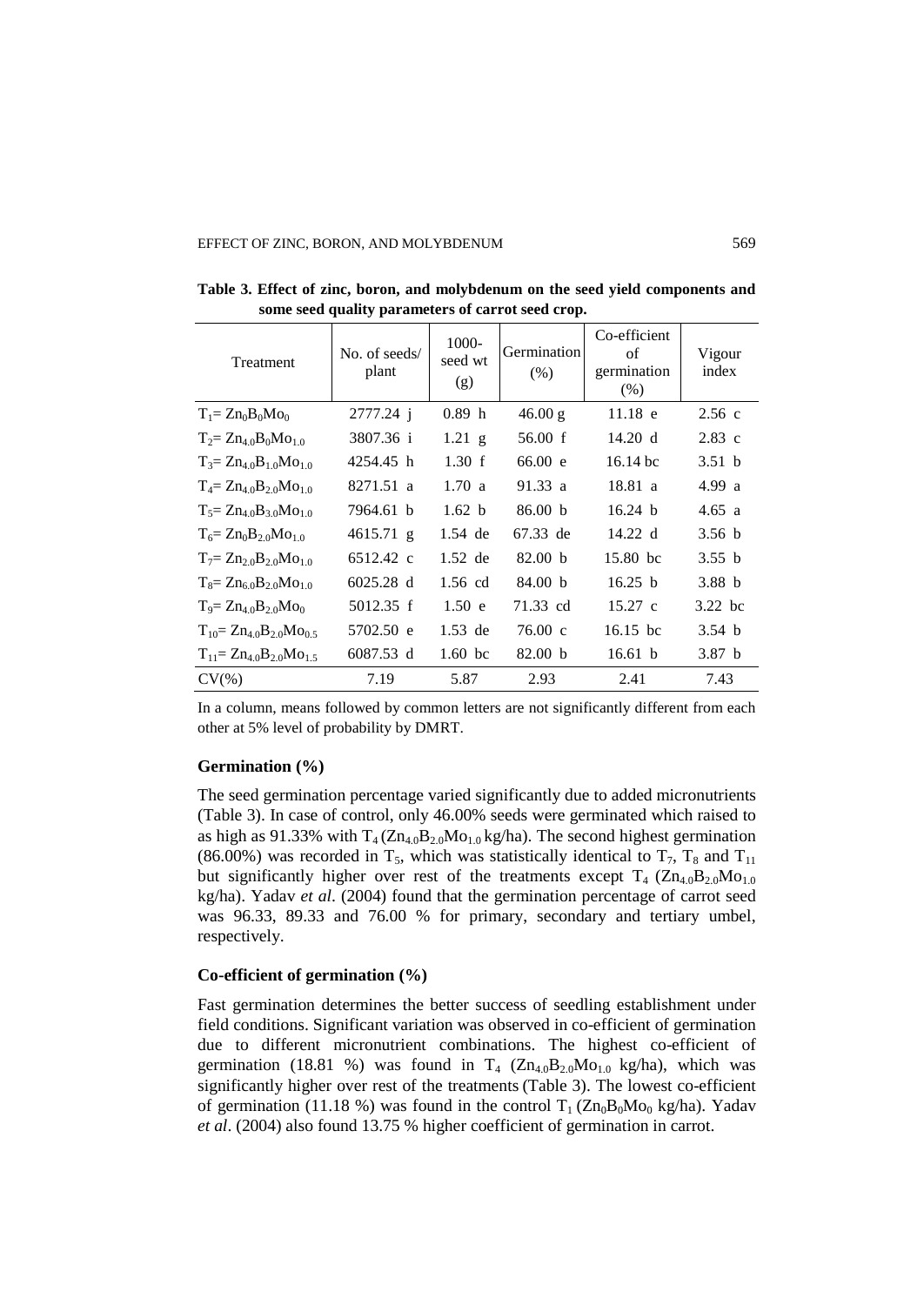**Table 3. Effect of zinc, boron, and molybdenum on the seed yield components and some seed quality parameters of carrot seed crop.**

| Treatment | No. of seeds/ plant | 1000-seed wt (g) | Germination (%) | Co-efficient of germination (%) | Vigour index |
|---|---|---|---|---|---|
| $T_1 = Zn_0B_0Mo_0$ | 2777.24 j | 0.89 h | 46.00 g | 11.18 e | 2.56 c |
| $T_2 = Zn_{4.0}B_0Mo_{1.0}$ | 3807.36 i | 1.21 g | 56.00 f | 14.20 d | 2.83 c |
| $T_3 = Zn_{4.0}B_{1.0}Mo_{1.0}$ | 4254.45 h | 1.30 f | 66.00 e | 16.14 bc | 3.51 b |
| $T_4 = Zn_{4.0}B_{2.0}Mo_{1.0}$ | 8271.51 a | 1.70 a | 91.33 a | 18.81 a | 4.99 a |
| $T_5 = Zn_{4.0}B_{3.0}Mo_{1.0}$ | 7964.61 b | 1.62 b | 86.00 b | 16.24 b | 4.65 a |
| $T_6 = Zn_0B_{2.0}Mo_{1.0}$ | 4615.71 g | 1.54 de | 67.33 de | 14.22 d | 3.56 b |
| $T_7 = Zn_{2.0}B_{2.0}Mo_{1.0}$ | 6512.42 c | 1.52 de | 82.00 b | 15.80 bc | 3.55 b |
| $T_8 = Zn_{6.0}B_{2.0}Mo_{1.0}$ | 6025.28 d | 1.56 cd | 84.00 b | 16.25 b | 3.88 b |
| $T_9 = Zn_{4.0}B_{2.0}Mo_0$ | 5012.35 f | 1.50 e | 71.33 cd | 15.27 c | 3.22 bc |
| $T_{10} = Zn_{4.0}B_{2.0}Mo_{0.5}$ | 5702.50 e | 1.53 de | 76.00 c | 16.15 bc | 3.54 b |
| $T_{11} = Zn_{4.0}B_{2.0}Mo_{1.5}$ | 6087.53 d | 1.60 bc | 82.00 b | 16.61 b | 3.87 b |
| CV(%) | 7.19 | 5.87 | 2.93 | 2.41 | 7.43 |

In a column, means followed by common letters are not significantly different from each other at 5% level of probability by DMRT.

### Germination (%)

The seed germination percentage varied significantly due to added micronutrients (Table 3). In case of control, only 46.00% seeds were germinated which raised to as high as 91.33% with $T_4$ ($Zn_{4.0}B_{2.0}Mo_{1.0}$ kg/ha). The second highest germination (86.00%) was recorded in $T_5$, which was statistically identical to $T_7$, $T_8$ and $T_{11}$ but significantly higher over rest of the treatments except $T_4$ ($Zn_{4.0}B_{2.0}Mo_{1.0}$ kg/ha). Yadav *et al*. (2004) found that the germination percentage of carrot seed was 96.33, 89.33 and 76.00 % for primary, secondary and tertiary umbel, respectively.

### Co-efficient of germination (%)

Fast germination determines the better success of seedling establishment under field conditions. Significant variation was observed in co-efficient of germination due to different micronutrient combinations. The highest co-efficient of germination (18.81 %) was found in $T_4$ ($Zn_{4.0}B_{2.0}Mo_{1.0}$ kg/ha), which was significantly higher over rest of the treatments (Table 3). The lowest co-efficient of germination (11.18 %) was found in the control $T_1$ ($Zn_0B_0Mo_0$ kg/ha). Yadav *et al*. (2004) also found 13.75 % higher coefficient of germination in carrot.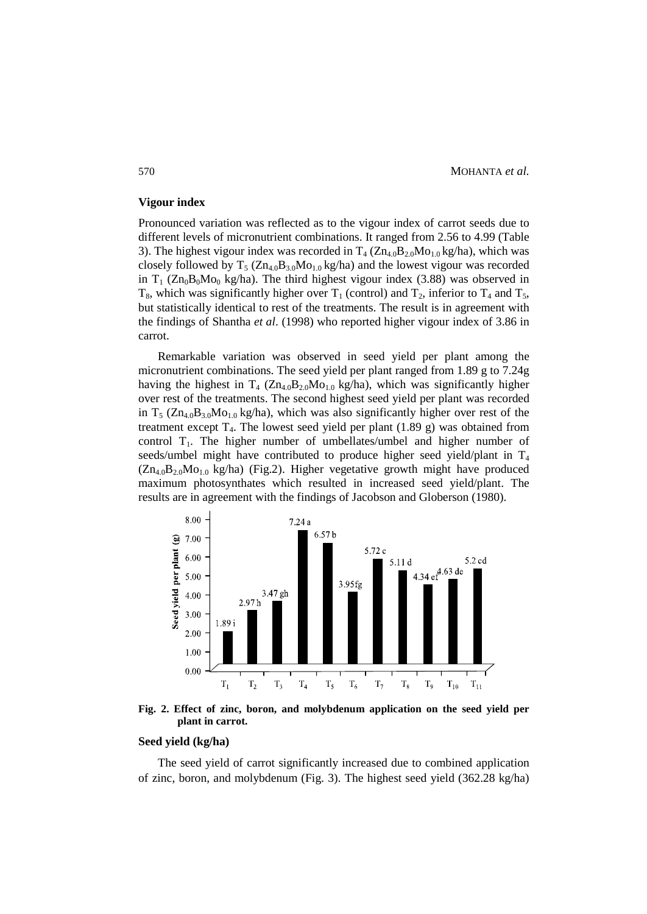### Vigour index

Pronounced variation was reflected as to the vigour index of carrot seeds due to different levels of micronutrient combinations. It ranged from 2.56 to 4.99 (Table 3). The highest vigour index was recorded in $T_4$ ($Zn_{4.0}B_{2.0}Mo_{1.0}$ kg/ha), which was closely followed by $T_5$ ($Zn_{4.0}B_{3.0}Mo_{1.0}$ kg/ha) and the lowest vigour was recorded in $T_1$ ($Zn_0B_0Mo_0$ kg/ha). The third highest vigour index (3.88) was observed in $T_8$, which was significantly higher over $T_1$ (control) and $T_2$, inferior to $T_4$ and $T_5$, but statistically identical to rest of the treatments. The result is in agreement with the findings of Shantha *et al*. (1998) who reported higher vigour index of 3.86 in carrot.

Remarkable variation was observed in seed yield per plant among the micronutrient combinations. The seed yield per plant ranged from 1.89 g to 7.24g having the highest in $T_4$ ($Zn_{4.0}B_{2.0}Mo_{1.0}$ kg/ha), which was significantly higher over rest of the treatments. The second highest seed yield per plant was recorded in $T_5$ ($Zn_{4.0}B_{3.0}Mo_{1.0}$ kg/ha), which was also significantly higher over rest of the treatment except $T_4$. The lowest seed yield per plant (1.89 g) was obtained from control $T_1$. The higher number of umbellates/umbel and higher number of seeds/umbel might have contributed to produce higher seed yield/plant in $T_4$ ($Zn_{4.0}B_{2.0}Mo_{1.0}$ kg/ha) (Fig.2). Higher vegetative growth might have produced maximum photosynthates which resulted in increased seed yield/plant. The results are in agreement with the findings of Jacobson and Globerson (1980).

| Treatment | Seed yield per plant (g) |
|---|---|
| $T_1$ | 1.89 i |
| $T_2$ | 2.97 h |
| $T_3$ | 3.47 gh |
| $T_4$ | 7.24 a |
| $T_5$ | 6.57 b |
| $T_6$ | 3.95 fg |
| $T_7$ | 5.72 c |
| $T_8$ | 5.11 d |
| $T_9$ | 4.34 ef |
| $T_{10}$ | 4.63 de |
| $T_{11}$ | 5.2 cd |

**Fig. 2. Effect of zinc, boron, and molybdenum application on the seed yield per plant in carrot.**

### Seed yield (kg/ha)

The seed yield of carrot significantly increased due to combined application of zinc, boron, and molybdenum (Fig. 3). The highest seed yield (362.28 kg/ha)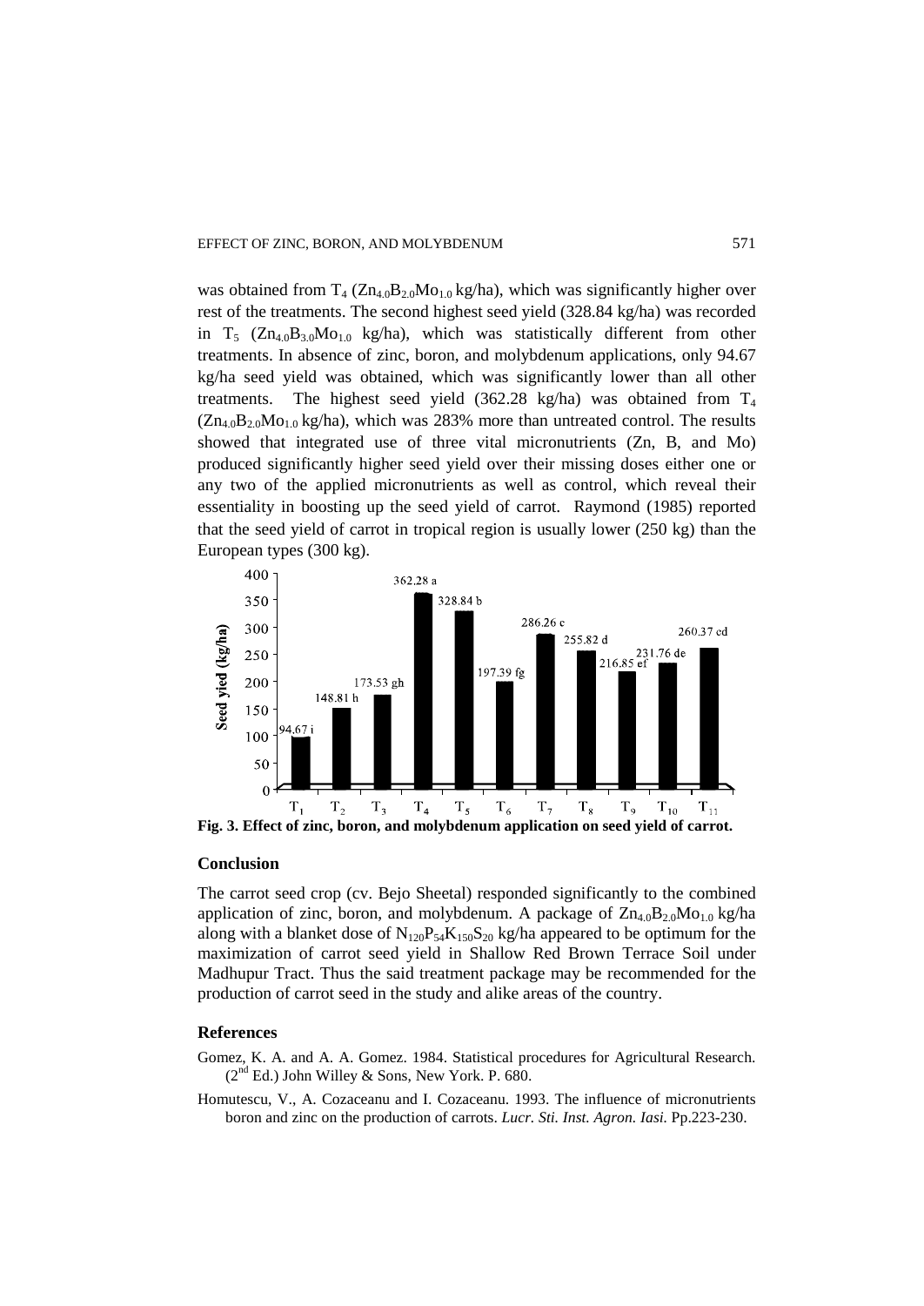was obtained from $T_4$ ($Zn_{4.0}B_{2.0}Mo_{1.0}$ kg/ha), which was significantly higher over rest of the treatments. The second highest seed yield (328.84 kg/ha) was recorded in $T_5$ ($Zn_{4.0}B_{3.0}Mo_{1.0}$ kg/ha), which was statistically different from other treatments. In absence of zinc, boron, and molybdenum applications, only 94.67 kg/ha seed yield was obtained, which was significantly lower than all other treatments. The highest seed yield (362.28 kg/ha) was obtained from $T_4$ ($Zn_{4.0}B_{2.0}Mo_{1.0}$ kg/ha), which was 283% more than untreated control. The results showed that integrated use of three vital micronutrients (Zn, B, and Mo) produced significantly higher seed yield over their missing doses either one or any two of the applied micronutrients as well as control, which reveal their essentiality in boosting up the seed yield of carrot. Raymond (1985) reported that the seed yield of carrot in tropical region is usually lower (250 kg) than the European types (300 kg).

**Fig. 3. Effect of zinc, boron, and molybdenum application on seed yield of carrot.**

## Conclusion

The carrot seed crop (cv. Bejo Sheetal) responded significantly to the combined application of zinc, boron, and molybdenum. A package of $Zn_{4.0}B_{2.0}Mo_{1.0}$ kg/ha along with a blanket dose of $N_{120}P_{54}K_{150}S_{20}$ kg/ha appeared to be optimum for the maximization of carrot seed yield in Shallow Red Brown Terrace Soil under Madhupur Tract. Thus the said treatment package may be recommended for the production of carrot seed in the study and alike areas of the country.

## References

Gomez, K. A. and A. A. Gomez. 1984. Statistical procedures for Agricultural Research. (2nd Ed.) John Willey & Sons, New York. P. 680.

Homutescu, V., A. Cozaceanu and I. Cozaceanu. 1993. The influence of micronutrients boron and zinc on the production of carrots. *Lucr. Sti. Inst. Agron. Iasi.* Pp.223-230.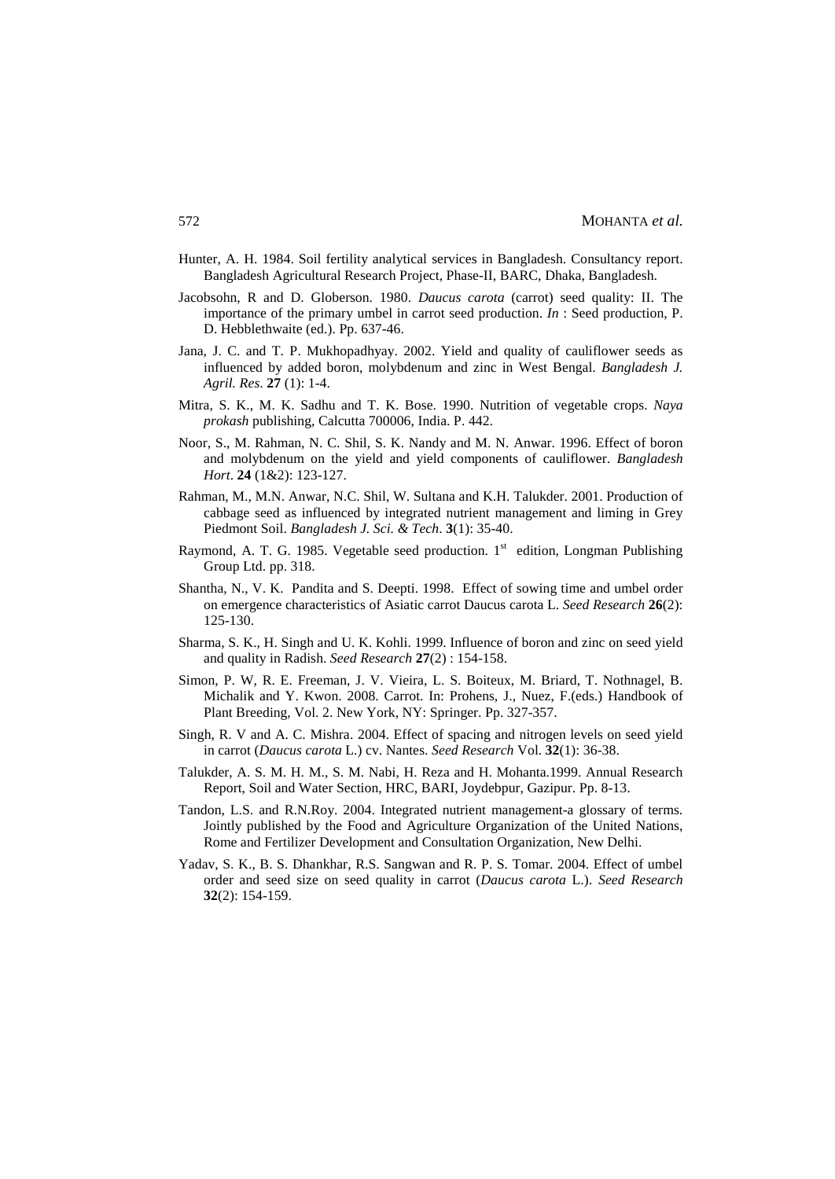Hunter, A. H. 1984. Soil fertility analytical services in Bangladesh. Consultancy report. Bangladesh Agricultural Research Project, Phase-II, BARC, Dhaka, Bangladesh.

Jacobsohn, R and D. Globerson. 1980. *Daucus carota* (carrot) seed quality: II. The importance of the primary umbel in carrot seed production. *In* : Seed production, P. D. Hebblethwaite (ed.). Pp. 637-46.

Jana, J. C. and T. P. Mukhopadhyay. 2002. Yield and quality of cauliflower seeds as influenced by added boron, molybdenum and zinc in West Bengal. *Bangladesh J. Agril. Res*. **27** (1): 1-4.

Mitra, S. K., M. K. Sadhu and T. K. Bose. 1990. Nutrition of vegetable crops. *Naya prokash* publishing, Calcutta 700006, India. P. 442.

Noor, S., M. Rahman, N. C. Shil, S. K. Nandy and M. N. Anwar. 1996. Effect of boron and molybdenum on the yield and yield components of cauliflower. *Bangladesh Hort*. **24** (1&2): 123-127.

Rahman, M., M.N. Anwar, N.C. Shil, W. Sultana and K.H. Talukder. 2001. Production of cabbage seed as influenced by integrated nutrient management and liming in Grey Piedmont Soil. *Bangladesh J. Sci. & Tech*. **3**(1): 35-40.

Raymond, A. T. G. 1985. Vegetable seed production. 1st edition, Longman Publishing Group Ltd. pp. 318.

Shantha, N., V. K. Pandita and S. Deepti. 1998. Effect of sowing time and umbel order on emergence characteristics of Asiatic carrot Daucus carota L. *Seed Research* **26**(2): 125-130.

Sharma, S. K., H. Singh and U. K. Kohli. 1999. Influence of boron and zinc on seed yield and quality in Radish. *Seed Research* **27**(2) : 154-158.

Simon, P. W, R. E. Freeman, J. V. Vieira, L. S. Boiteux, M. Briard, T. Nothnagel, B. Michalik and Y. Kwon. 2008. Carrot. In: Prohens, J., Nuez, F.(eds.) Handbook of Plant Breeding, Vol. 2. New York, NY: Springer. Pp. 327-357.

Singh, R. V and A. C. Mishra. 2004. Effect of spacing and nitrogen levels on seed yield in carrot (*Daucus carota* L.) cv. Nantes. *Seed Research* Vol. **32**(1): 36-38.

Talukder, A. S. M. H. M., S. M. Nabi, H. Reza and H. Mohanta.1999. Annual Research Report, Soil and Water Section, HRC, BARI, Joydebpur, Gazipur. Pp. 8-13.

Tandon, L.S. and R.N.Roy. 2004. Integrated nutrient management-a glossary of terms. Jointly published by the Food and Agriculture Organization of the United Nations, Rome and Fertilizer Development and Consultation Organization, New Delhi.

Yadav, S. K., B. S. Dhankhar, R.S. Sangwan and R. P. S. Tomar. 2004. Effect of umbel order and seed size on seed quality in carrot (*Daucus carota* L.). *Seed Research* **32**(2): 154-159.